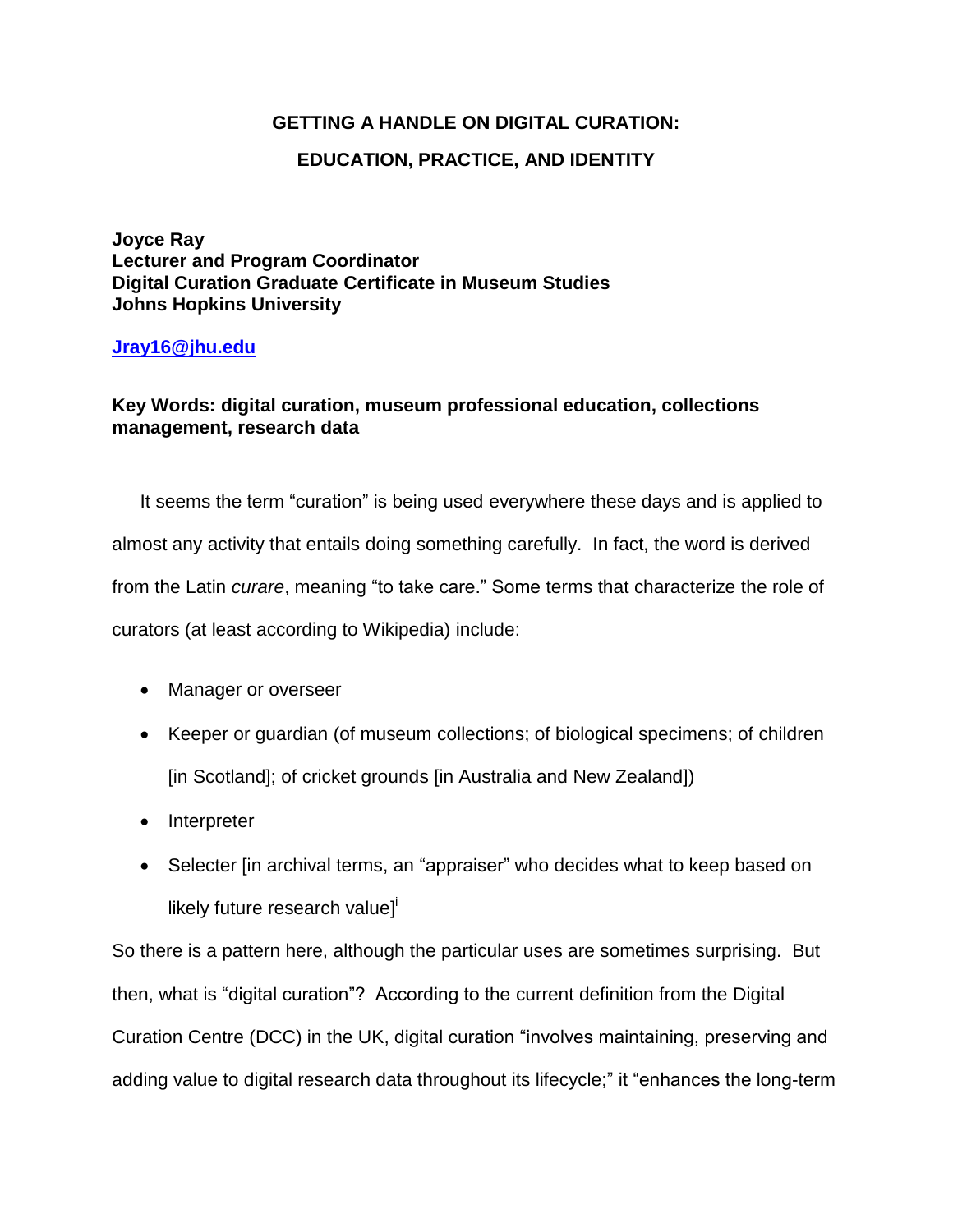# GETTING A HANDLE ON DIGITAL CURATION:

# EDUCATION, PRACTICE, AND IDENTITY

**Joyce Ray**
**Lecturer and Program Coordinator**
**Digital Curation Graduate Certificate in Museum Studies**
**Johns Hopkins University**

**Jray16@jhu.edu**

**Key Words: digital curation, museum professional education, collections management, research data**

It seems the term "curation" is being used everywhere these days and is applied to almost any activity that entails doing something carefully. In fact, the word is derived from the Latin *curare*, meaning "to take care." Some terms that characterize the role of curators (at least according to Wikipedia) include:

- Manager or overseer
- Keeper or guardian (of museum collections; of biological specimens; of children [in Scotland]; of cricket grounds [in Australia and New Zealand])
- Interpreter
- Selecter [in archival terms, an "appraiser" who decides what to keep based on likely future research value][i]

So there is a pattern here, although the particular uses are sometimes surprising. But then, what is "digital curation"? According to the current definition from the Digital Curation Centre (DCC) in the UK, digital curation "involves maintaining, preserving and adding value to digital research data throughout its lifecycle;" it "enhances the long-term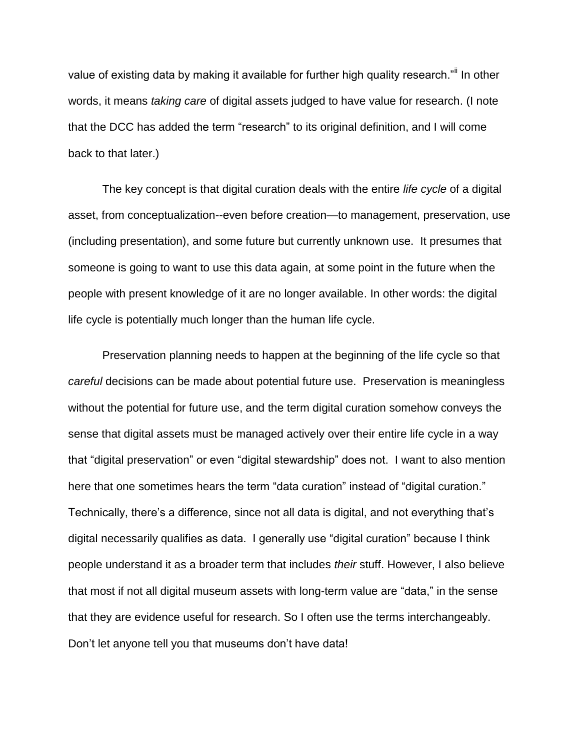value of existing data by making it available for further high quality research."[ii] In other words, it means *taking care* of digital assets judged to have value for research. (I note that the DCC has added the term "research" to its original definition, and I will come back to that later.)

The key concept is that digital curation deals with the entire *life cycle* of a digital asset, from conceptualization--even before creation—to management, preservation, use (including presentation), and some future but currently unknown use. It presumes that someone is going to want to use this data again, at some point in the future when the people with present knowledge of it are no longer available. In other words: the digital life cycle is potentially much longer than the human life cycle.

Preservation planning needs to happen at the beginning of the life cycle so that *careful* decisions can be made about potential future use. Preservation is meaningless without the potential for future use, and the term digital curation somehow conveys the sense that digital assets must be managed actively over their entire life cycle in a way that "digital preservation" or even "digital stewardship" does not. I want to also mention here that one sometimes hears the term "data curation" instead of "digital curation." Technically, there's a difference, since not all data is digital, and not everything that's digital necessarily qualifies as data. I generally use "digital curation" because I think people understand it as a broader term that includes *their* stuff. However, I also believe that most if not all digital museum assets with long-term value are "data," in the sense that they are evidence useful for research. So I often use the terms interchangeably. Don't let anyone tell you that museums don't have data!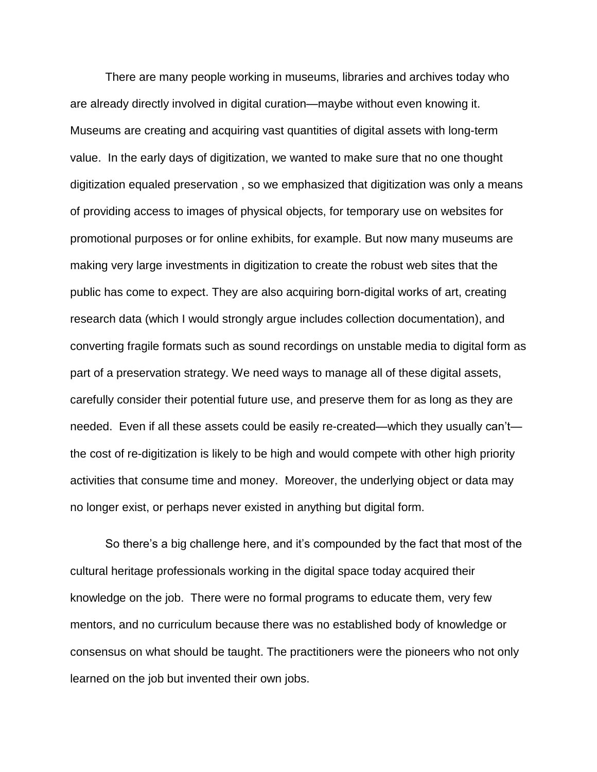There are many people working in museums, libraries and archives today who are already directly involved in digital curation—maybe without even knowing it. Museums are creating and acquiring vast quantities of digital assets with long-term value. In the early days of digitization, we wanted to make sure that no one thought digitization equaled preservation , so we emphasized that digitization was only a means of providing access to images of physical objects, for temporary use on websites for promotional purposes or for online exhibits, for example. But now many museums are making very large investments in digitization to create the robust web sites that the public has come to expect. They are also acquiring born-digital works of art, creating research data (which I would strongly argue includes collection documentation), and converting fragile formats such as sound recordings on unstable media to digital form as part of a preservation strategy. We need ways to manage all of these digital assets, carefully consider their potential future use, and preserve them for as long as they are needed. Even if all these assets could be easily re-created—which they usually can't—the cost of re-digitization is likely to be high and would compete with other high priority activities that consume time and money. Moreover, the underlying object or data may no longer exist, or perhaps never existed in anything but digital form.

So there's a big challenge here, and it's compounded by the fact that most of the cultural heritage professionals working in the digital space today acquired their knowledge on the job. There were no formal programs to educate them, very few mentors, and no curriculum because there was no established body of knowledge or consensus on what should be taught. The practitioners were the pioneers who not only learned on the job but invented their own jobs.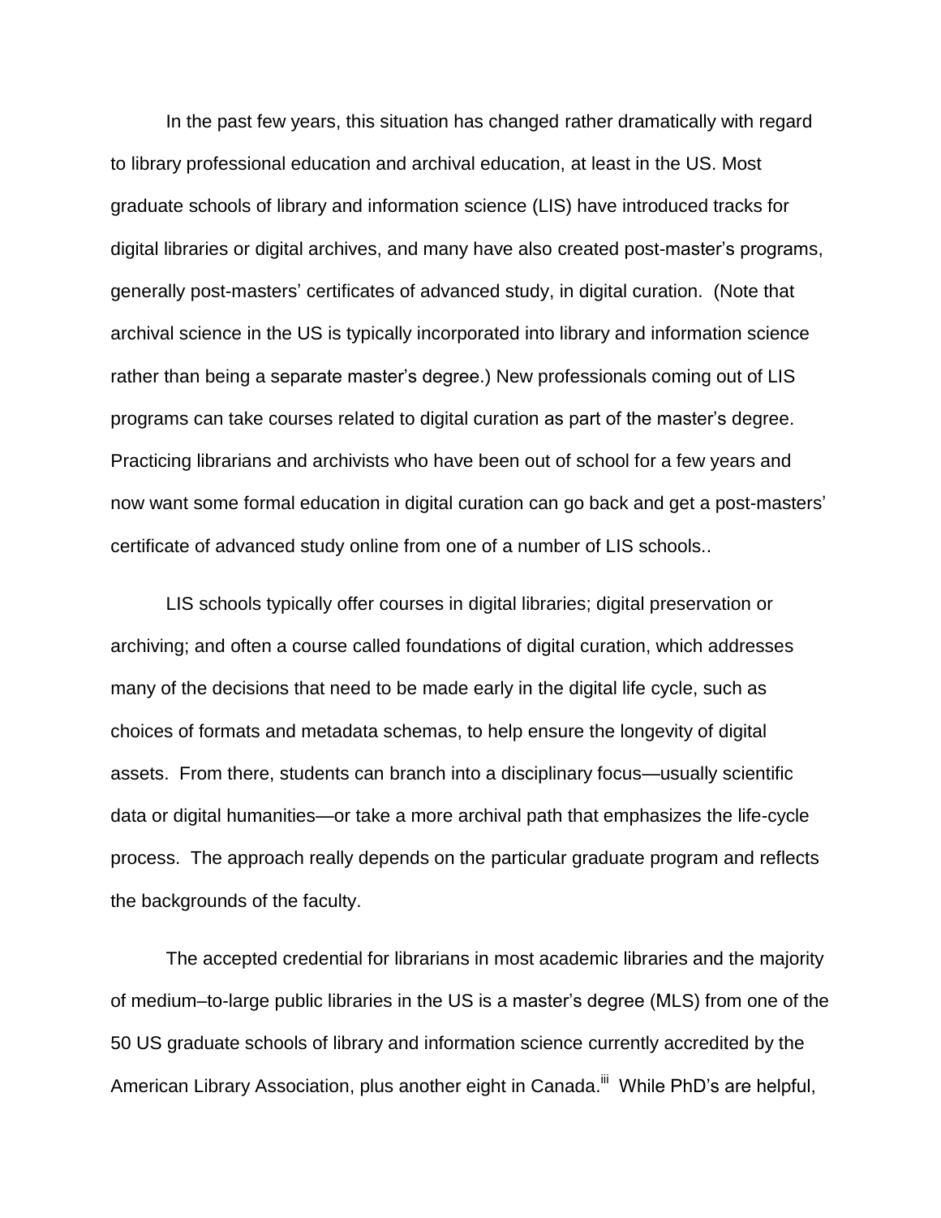In the past few years, this situation has changed rather dramatically with regard to library professional education and archival education, at least in the US. Most graduate schools of library and information science (LIS) have introduced tracks for digital libraries or digital archives, and many have also created post-master's programs, generally post-masters' certificates of advanced study, in digital curation. (Note that archival science in the US is typically incorporated into library and information science rather than being a separate master's degree.) New professionals coming out of LIS programs can take courses related to digital curation as part of the master's degree. Practicing librarians and archivists who have been out of school for a few years and now want some formal education in digital curation can go back and get a post-masters' certificate of advanced study online from one of a number of LIS schools..

LIS schools typically offer courses in digital libraries; digital preservation or archiving; and often a course called foundations of digital curation, which addresses many of the decisions that need to be made early in the digital life cycle, such as choices of formats and metadata schemas, to help ensure the longevity of digital assets. From there, students can branch into a disciplinary focus—usually scientific data or digital humanities—or take a more archival path that emphasizes the life-cycle process. The approach really depends on the particular graduate program and reflects the backgrounds of the faculty.

The accepted credential for librarians in most academic libraries and the majority of medium–to-large public libraries in the US is a master's degree (MLS) from one of the 50 US graduate schools of library and information science currently accredited by the American Library Association, plus another eight in Canada.[iii] While PhD's are helpful,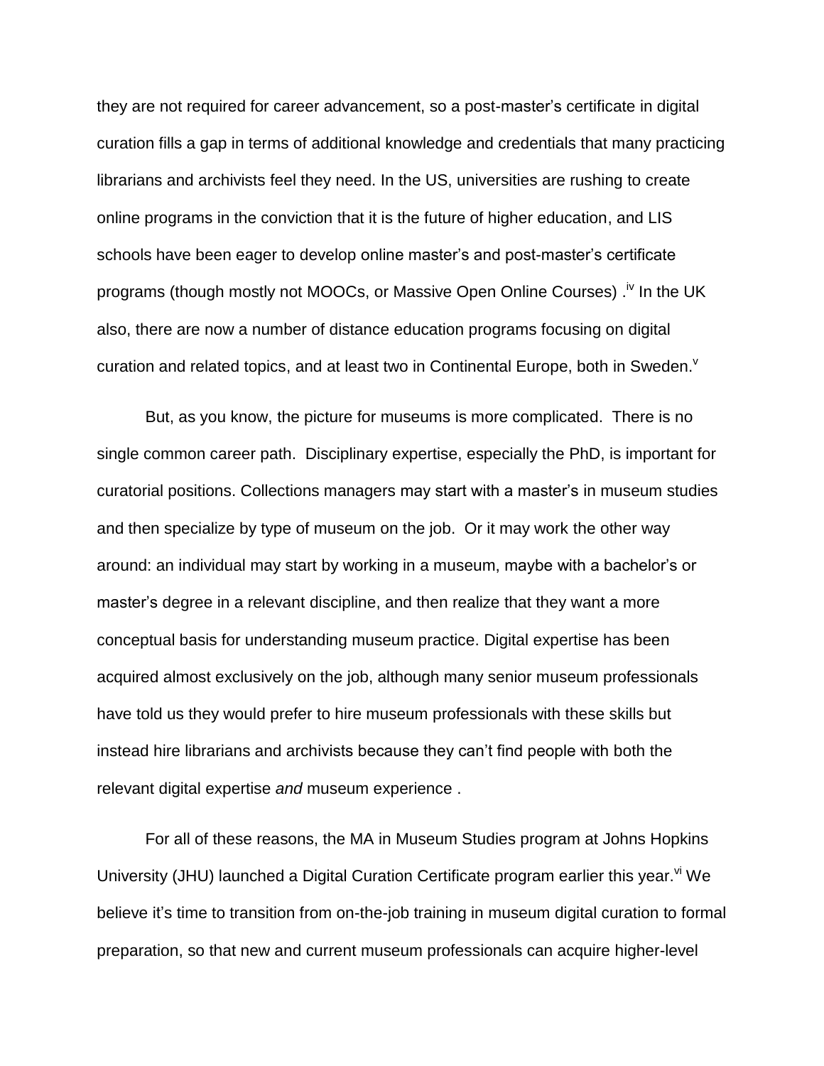they are not required for career advancement, so a post-master's certificate in digital curation fills a gap in terms of additional knowledge and credentials that many practicing librarians and archivists feel they need. In the US, universities are rushing to create online programs in the conviction that it is the future of higher education, and LIS schools have been eager to develop online master's and post-master's certificate programs (though mostly not MOOCs, or Massive Open Online Courses) .[iv] In the UK also, there are now a number of distance education programs focusing on digital curation and related topics, and at least two in Continental Europe, both in Sweden.[v]

But, as you know, the picture for museums is more complicated. There is no single common career path. Disciplinary expertise, especially the PhD, is important for curatorial positions. Collections managers may start with a master's in museum studies and then specialize by type of museum on the job. Or it may work the other way around: an individual may start by working in a museum, maybe with a bachelor's or master's degree in a relevant discipline, and then realize that they want a more conceptual basis for understanding museum practice. Digital expertise has been acquired almost exclusively on the job, although many senior museum professionals have told us they would prefer to hire museum professionals with these skills but instead hire librarians and archivists because they can't find people with both the relevant digital expertise *and* museum experience .

For all of these reasons, the MA in Museum Studies program at Johns Hopkins University (JHU) launched a Digital Curation Certificate program earlier this year.[vi] We believe it's time to transition from on-the-job training in museum digital curation to formal preparation, so that new and current museum professionals can acquire higher-level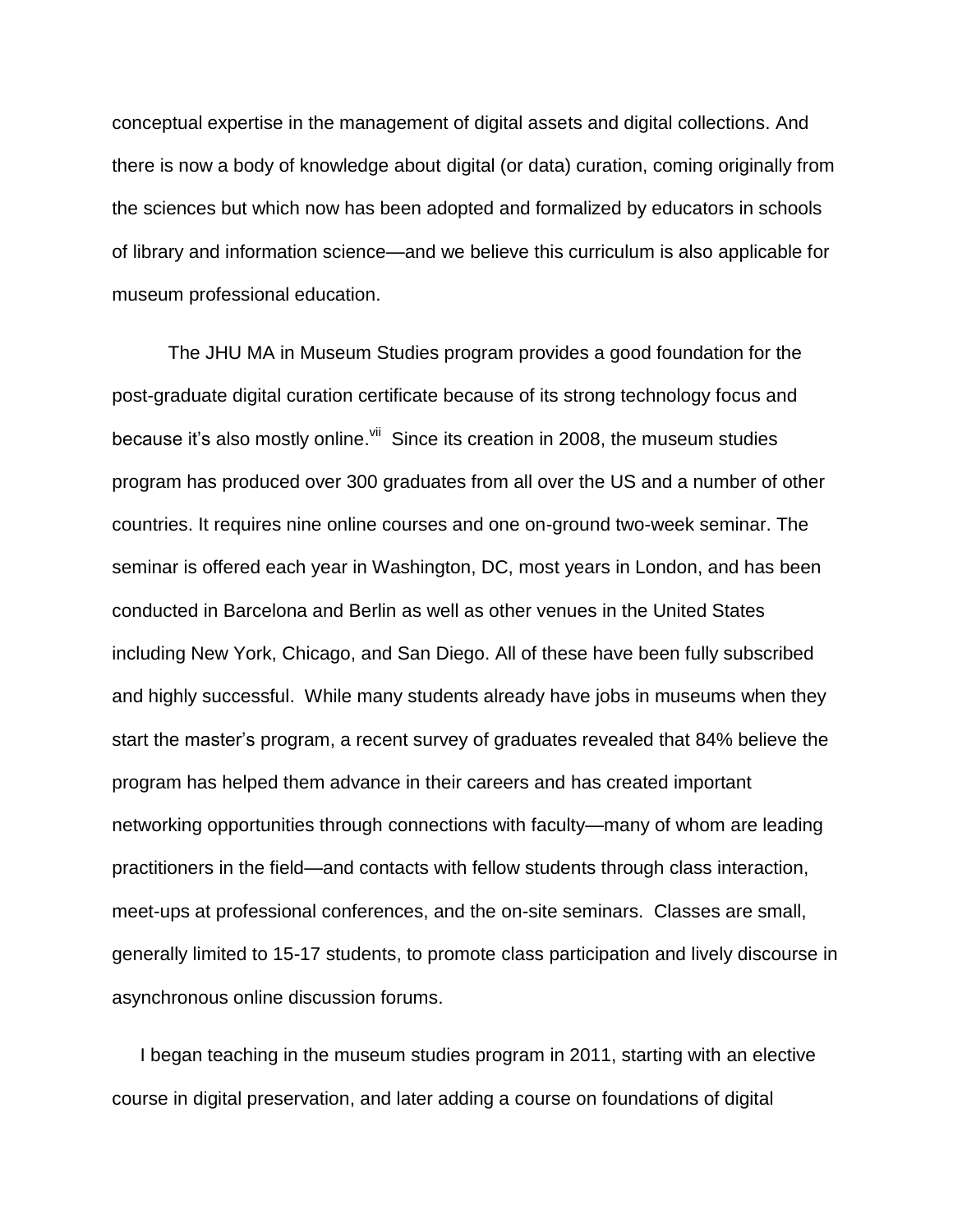conceptual expertise in the management of digital assets and digital collections. And there is now a body of knowledge about digital (or data) curation, coming originally from the sciences but which now has been adopted and formalized by educators in schools of library and information science—and we believe this curriculum is also applicable for museum professional education.

The JHU MA in Museum Studies program provides a good foundation for the post-graduate digital curation certificate because of its strong technology focus and because it's also mostly online.[vii] Since its creation in 2008, the museum studies program has produced over 300 graduates from all over the US and a number of other countries. It requires nine online courses and one on-ground two-week seminar. The seminar is offered each year in Washington, DC, most years in London, and has been conducted in Barcelona and Berlin as well as other venues in the United States including New York, Chicago, and San Diego. All of these have been fully subscribed and highly successful. While many students already have jobs in museums when they start the master's program, a recent survey of graduates revealed that 84% believe the program has helped them advance in their careers and has created important networking opportunities through connections with faculty—many of whom are leading practitioners in the field—and contacts with fellow students through class interaction, meet-ups at professional conferences, and the on-site seminars. Classes are small, generally limited to 15-17 students, to promote class participation and lively discourse in asynchronous online discussion forums.

I began teaching in the museum studies program in 2011, starting with an elective course in digital preservation, and later adding a course on foundations of digital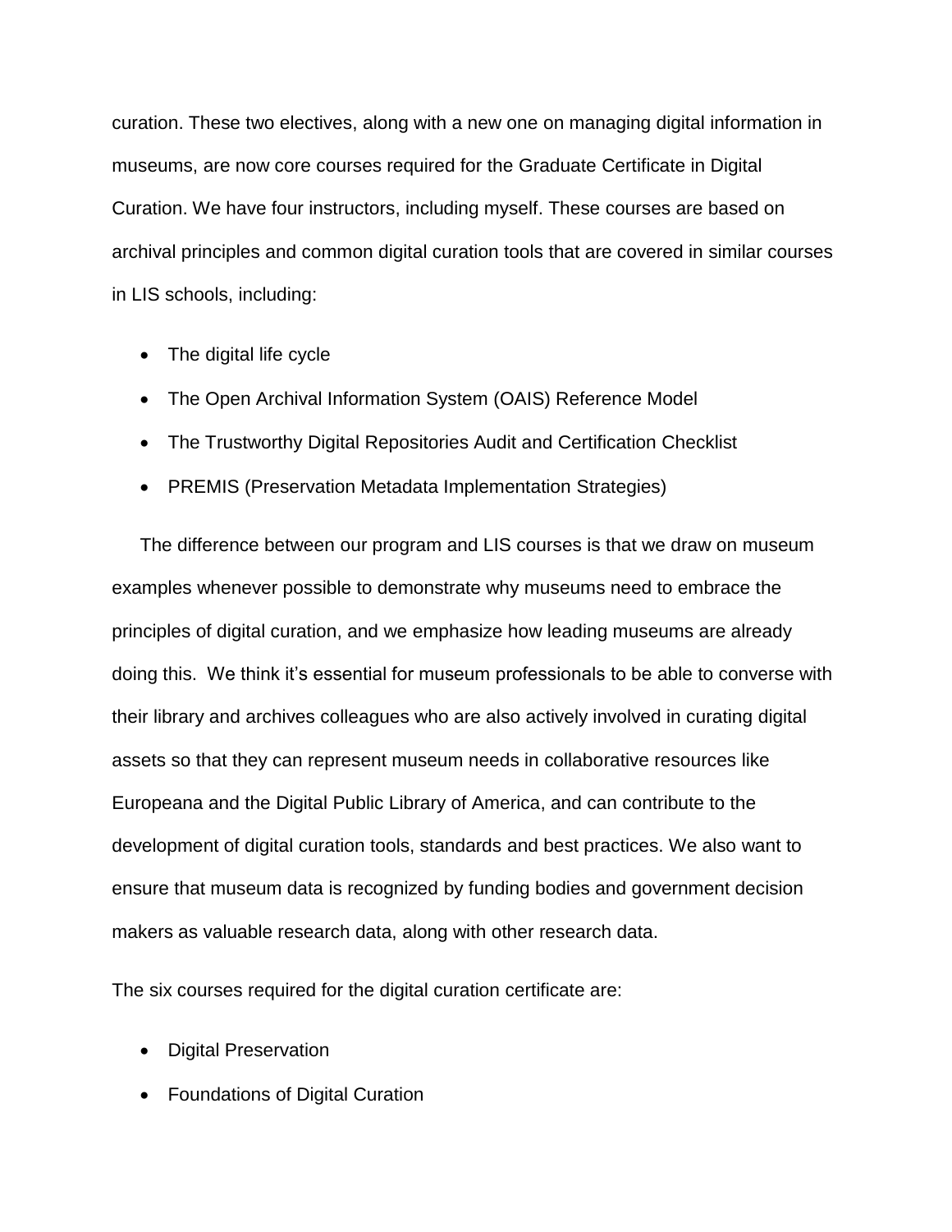curation. These two electives, along with a new one on managing digital information in museums, are now core courses required for the Graduate Certificate in Digital Curation. We have four instructors, including myself. These courses are based on archival principles and common digital curation tools that are covered in similar courses in LIS schools, including:

- The digital life cycle
- The Open Archival Information System (OAIS) Reference Model
- The Trustworthy Digital Repositories Audit and Certification Checklist
- PREMIS (Preservation Metadata Implementation Strategies)

The difference between our program and LIS courses is that we draw on museum examples whenever possible to demonstrate why museums need to embrace the principles of digital curation, and we emphasize how leading museums are already doing this. We think it's essential for museum professionals to be able to converse with their library and archives colleagues who are also actively involved in curating digital assets so that they can represent museum needs in collaborative resources like Europeana and the Digital Public Library of America, and can contribute to the development of digital curation tools, standards and best practices. We also want to ensure that museum data is recognized by funding bodies and government decision makers as valuable research data, along with other research data.

The six courses required for the digital curation certificate are:

- Digital Preservation
- Foundations of Digital Curation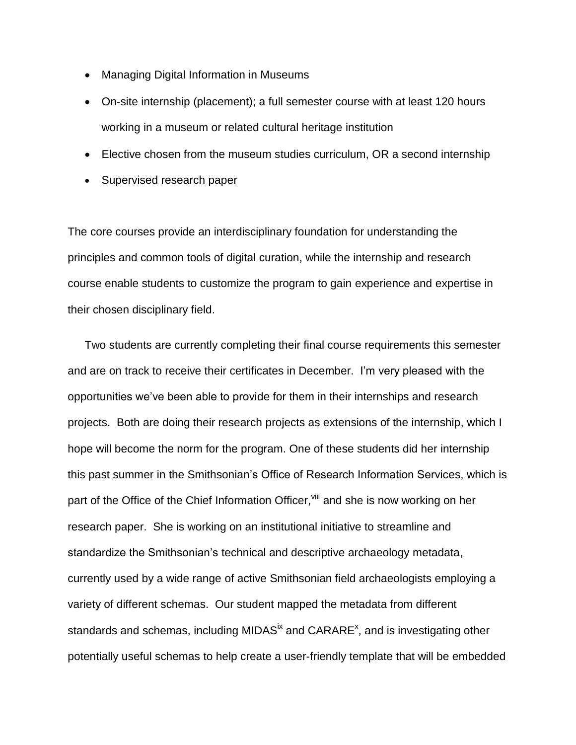- Managing Digital Information in Museums
- On-site internship (placement); a full semester course with at least 120 hours working in a museum or related cultural heritage institution
- Elective chosen from the museum studies curriculum, OR a second internship
- Supervised research paper

The core courses provide an interdisciplinary foundation for understanding the principles and common tools of digital curation, while the internship and research course enable students to customize the program to gain experience and expertise in their chosen disciplinary field.

Two students are currently completing their final course requirements this semester and are on track to receive their certificates in December. I'm very pleased with the opportunities we've been able to provide for them in their internships and research projects. Both are doing their research projects as extensions of the internship, which I hope will become the norm for the program. One of these students did her internship this past summer in the Smithsonian's Office of Research Information Services, which is part of the Office of the Chief Information Officer,[viii] and she is now working on her research paper. She is working on an institutional initiative to streamline and standardize the Smithsonian's technical and descriptive archaeology metadata, currently used by a wide range of active Smithsonian field archaeologists employing a variety of different schemas. Our student mapped the metadata from different standards and schemas, including MIDAS[ix] and CARARE[x], and is investigating other potentially useful schemas to help create a user-friendly template that will be embedded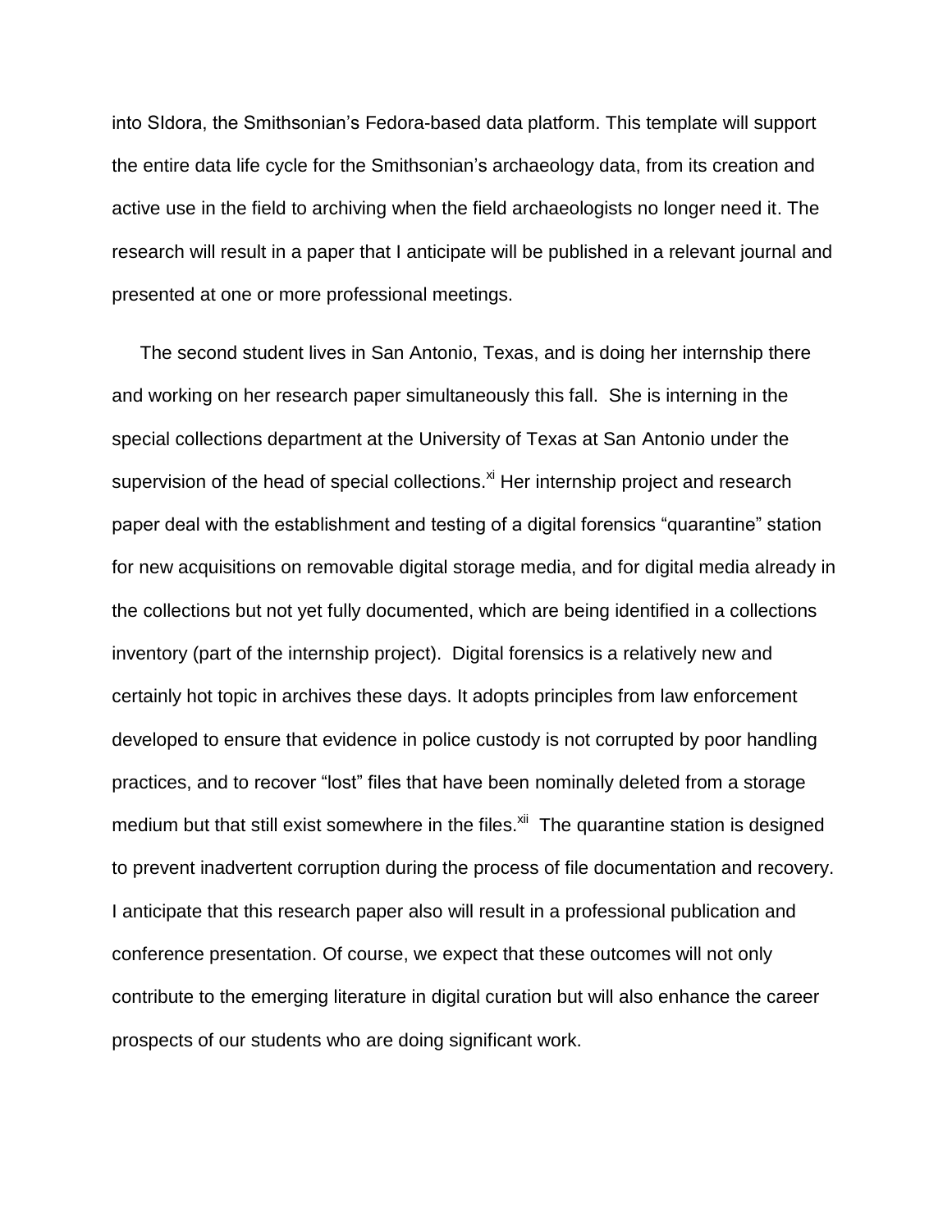into SIdora, the Smithsonian's Fedora-based data platform. This template will support the entire data life cycle for the Smithsonian's archaeology data, from its creation and active use in the field to archiving when the field archaeologists no longer need it. The research will result in a paper that I anticipate will be published in a relevant journal and presented at one or more professional meetings.

The second student lives in San Antonio, Texas, and is doing her internship there and working on her research paper simultaneously this fall. She is interning in the special collections department at the University of Texas at San Antonio under the supervision of the head of special collections.[xi] Her internship project and research paper deal with the establishment and testing of a digital forensics "quarantine" station for new acquisitions on removable digital storage media, and for digital media already in the collections but not yet fully documented, which are being identified in a collections inventory (part of the internship project). Digital forensics is a relatively new and certainly hot topic in archives these days. It adopts principles from law enforcement developed to ensure that evidence in police custody is not corrupted by poor handling practices, and to recover "lost" files that have been nominally deleted from a storage medium but that still exist somewhere in the files.[xii] The quarantine station is designed to prevent inadvertent corruption during the process of file documentation and recovery. I anticipate that this research paper also will result in a professional publication and conference presentation. Of course, we expect that these outcomes will not only contribute to the emerging literature in digital curation but will also enhance the career prospects of our students who are doing significant work.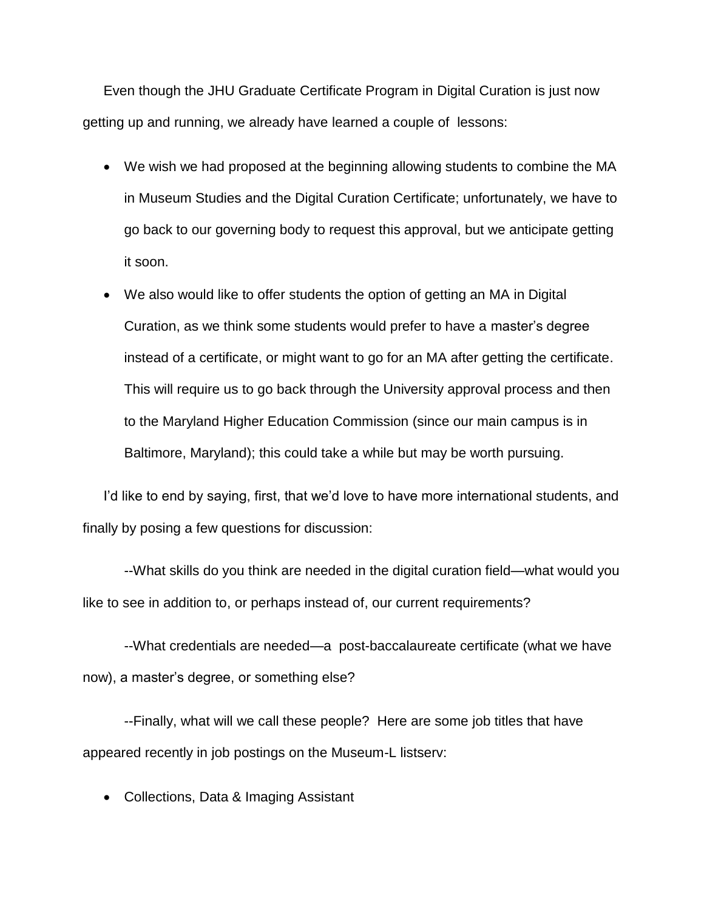Even though the JHU Graduate Certificate Program in Digital Curation is just now getting up and running, we already have learned a couple of lessons:

- We wish we had proposed at the beginning allowing students to combine the MA in Museum Studies and the Digital Curation Certificate; unfortunately, we have to go back to our governing body to request this approval, but we anticipate getting it soon.
- We also would like to offer students the option of getting an MA in Digital Curation, as we think some students would prefer to have a master's degree instead of a certificate, or might want to go for an MA after getting the certificate. This will require us to go back through the University approval process and then to the Maryland Higher Education Commission (since our main campus is in Baltimore, Maryland); this could take a while but may be worth pursuing.

I'd like to end by saying, first, that we'd love to have more international students, and finally by posing a few questions for discussion:

--What skills do you think are needed in the digital curation field—what would you like to see in addition to, or perhaps instead of, our current requirements?

--What credentials are needed—a post-baccalaureate certificate (what we have now), a master's degree, or something else?

--Finally, what will we call these people? Here are some job titles that have appeared recently in job postings on the Museum-L listserv:

- Collections, Data & Imaging Assistant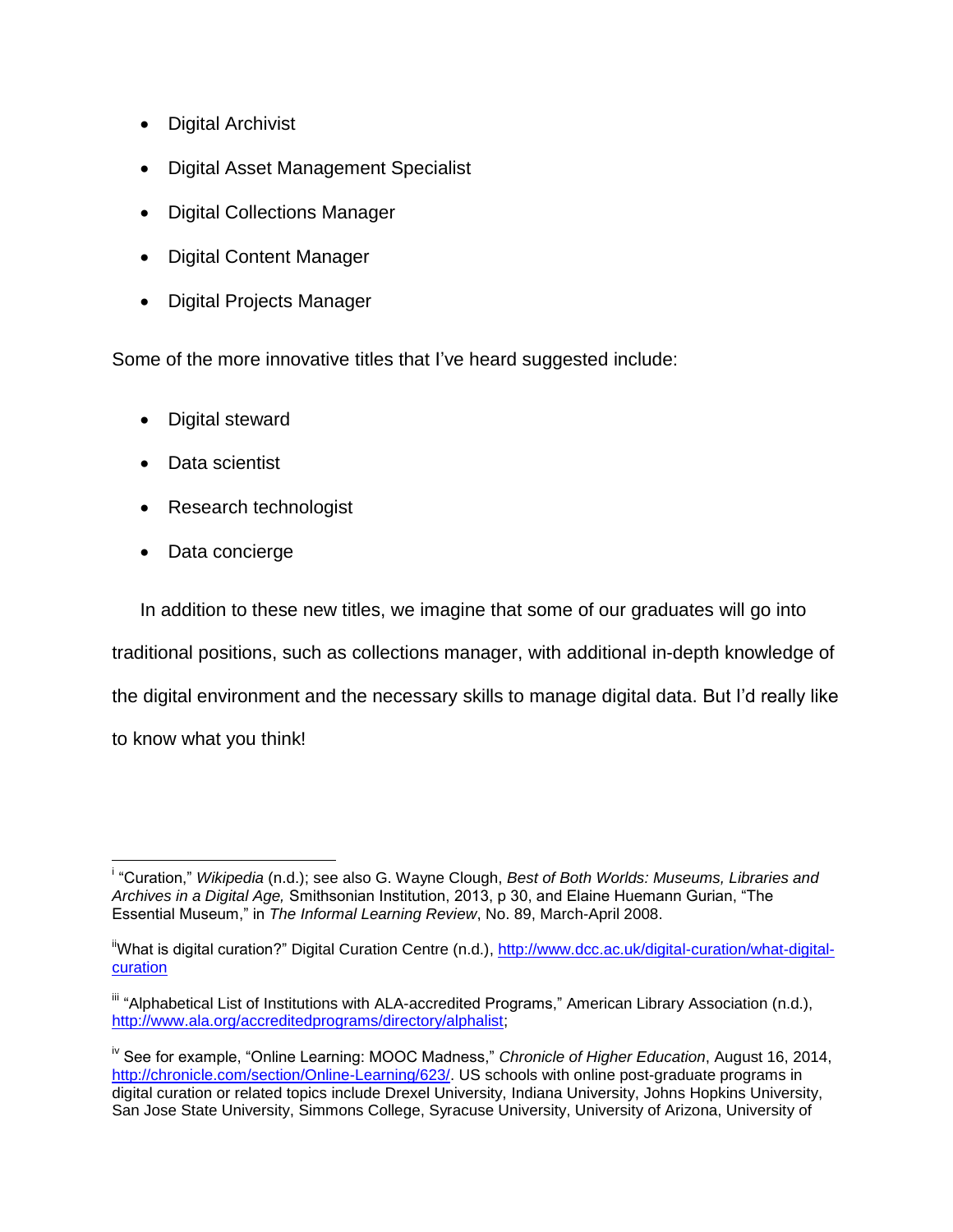- Digital Archivist
- Digital Asset Management Specialist
- Digital Collections Manager
- Digital Content Manager
- Digital Projects Manager

Some of the more innovative titles that I've heard suggested include:

- Digital steward
- Data scientist
- Research technologist
- Data concierge

In addition to these new titles, we imagine that some of our graduates will go into traditional positions, such as collections manager, with additional in-depth knowledge of the digital environment and the necessary skills to manage digital data. But I'd really like to know what you think!

---

[i] "Curation," *Wikipedia* (n.d.); see also G. Wayne Clough, *Best of Both Worlds: Museums, Libraries and Archives in a Digital Age,* Smithsonian Institution, 2013, p 30, and Elaine Huemann Gurian, "The Essential Museum," in *The Informal Learning Review*, No. 89, March-April 2008.

[ii] What is digital curation?" Digital Curation Centre (n.d.), http://www.dcc.ac.uk/digital-curation/what-digital-curation

[iii] "Alphabetical List of Institutions with ALA-accredited Programs," American Library Association (n.d.), http://www.ala.org/accreditedprograms/directory/alphalist;

[iv] See for example, "Online Learning: MOOC Madness," *Chronicle of Higher Education*, August 16, 2014, http://chronicle.com/section/Online-Learning/623/. US schools with online post-graduate programs in digital curation or related topics include Drexel University, Indiana University, Johns Hopkins University, San Jose State University, Simmons College, Syracuse University, University of Arizona, University of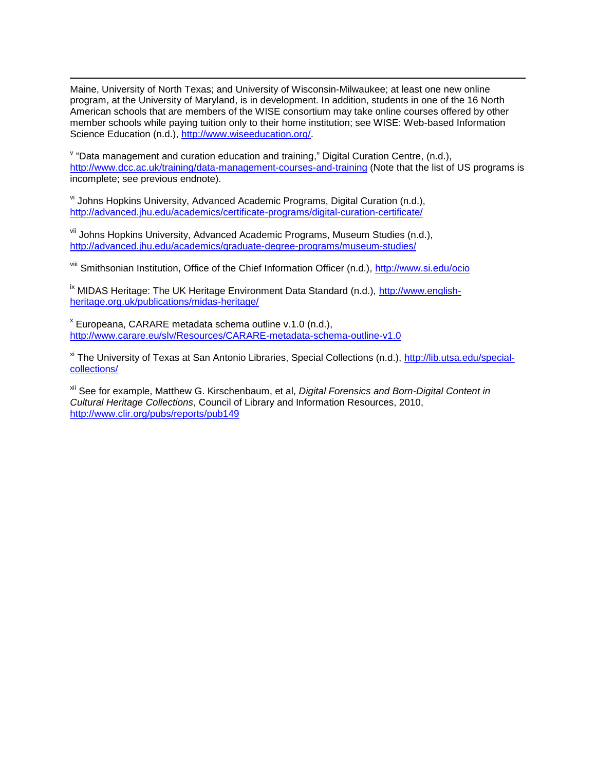Maine, University of North Texas; and University of Wisconsin-Milwaukee; at least one new online program, at the University of Maryland, is in development. In addition, students in one of the 16 North American schools that are members of the WISE consortium may take online courses offered by other member schools while paying tuition only to their home institution; see WISE: Web-based Information Science Education (n.d.), http://www.wiseeducation.org/.

[v] "Data management and curation education and training," Digital Curation Centre, (n.d.), http://www.dcc.ac.uk/training/data-management-courses-and-training (Note that the list of US programs is incomplete; see previous endnote).

[vi] Johns Hopkins University, Advanced Academic Programs, Digital Curation (n.d.), http://advanced.jhu.edu/academics/certificate-programs/digital-curation-certificate/

[vii] Johns Hopkins University, Advanced Academic Programs, Museum Studies (n.d.), http://advanced.jhu.edu/academics/graduate-degree-programs/museum-studies/

[viii] Smithsonian Institution, Office of the Chief Information Officer (n.d.), http://www.si.edu/ocio

[ix] MIDAS Heritage: The UK Heritage Environment Data Standard (n.d.), http://www.english-heritage.org.uk/publications/midas-heritage/

[x] Europeana, CARARE metadata schema outline v.1.0 (n.d.), http://www.carare.eu/slv/Resources/CARARE-metadata-schema-outline-v1.0

[xi] The University of Texas at San Antonio Libraries, Special Collections (n.d.), http://lib.utsa.edu/special-collections/

[xii] See for example, Matthew G. Kirschenbaum, et al, *Digital Forensics and Born-Digital Content in Cultural Heritage Collections*, Council of Library and Information Resources, 2010, http://www.clir.org/pubs/reports/pub149